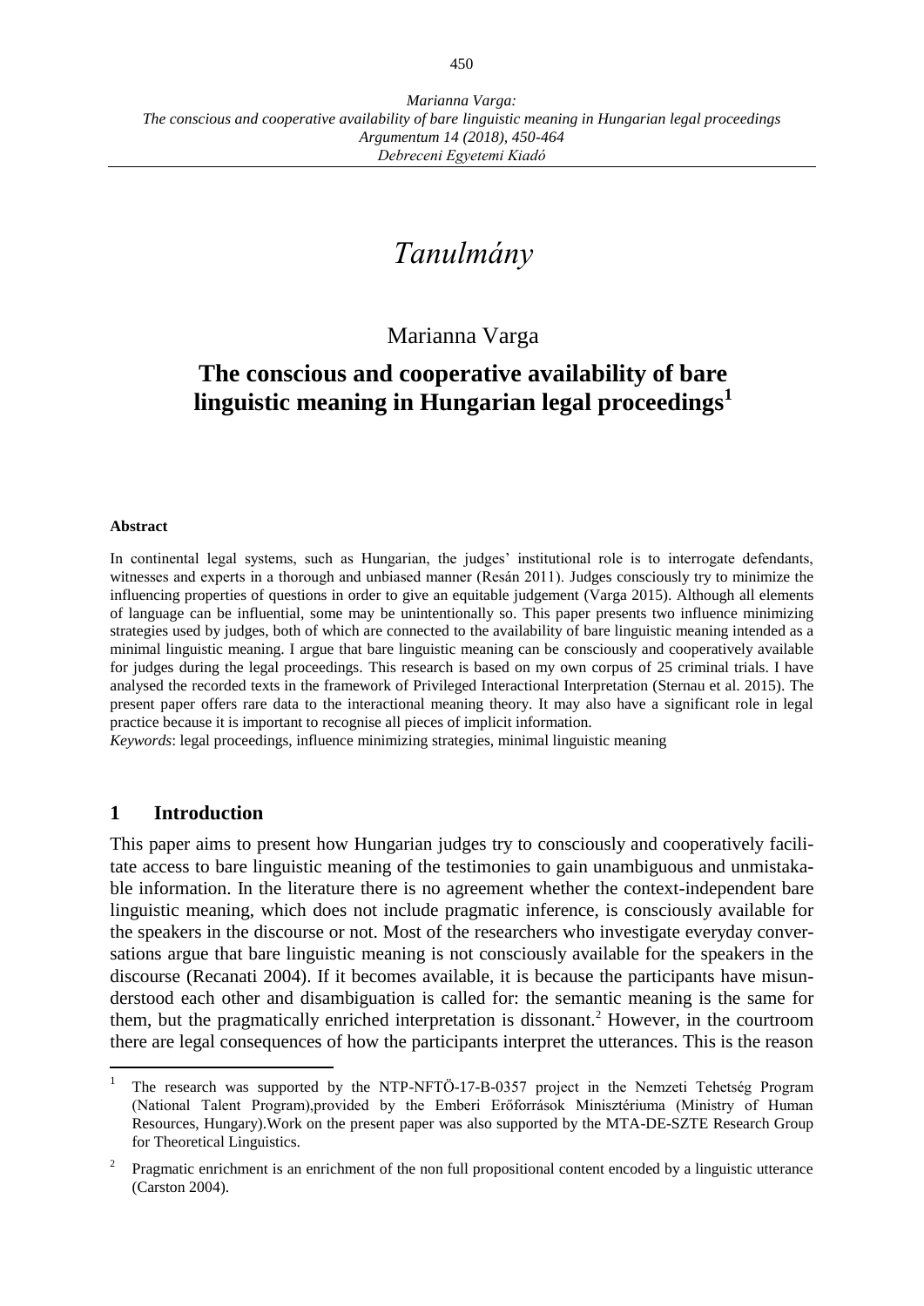*Tanulmány*

Marianna Varga

# The conscious and cooperative availability of bare linguistic meaning in Hungarian legal proceedings[1]

**Abstract**

In continental legal systems, such as Hungarian, the judges' institutional role is to interrogate defendants, witnesses and experts in a thorough and unbiased manner (Resán 2011). Judges consciously try to minimize the influencing properties of questions in order to give an equitable judgement (Varga 2015). Although all elements of language can be influential, some may be unintentionally so. This paper presents two influence minimizing strategies used by judges, both of which are connected to the availability of bare linguistic meaning intended as a minimal linguistic meaning. I argue that bare linguistic meaning can be consciously and cooperatively available for judges during the legal proceedings. This research is based on my own corpus of 25 criminal trials. I have analysed the recorded texts in the framework of Privileged Interactional Interpretation (Sternau et al. 2015). The present paper offers rare data to the interactional meaning theory. It may also have a significant role in legal practice because it is important to recognise all pieces of implicit information.

*Keywords*: legal proceedings, influence minimizing strategies, minimal linguistic meaning

## 1 Introduction

This paper aims to present how Hungarian judges try to consciously and cooperatively facilitate access to bare linguistic meaning of the testimonies to gain unambiguous and unmistakable information. In the literature there is no agreement whether the context-independent bare linguistic meaning, which does not include pragmatic inference, is consciously available for the speakers in the discourse or not. Most of the researchers who investigate everyday conversations argue that bare linguistic meaning is not consciously available for the speakers in the discourse (Recanati 2004). If it becomes available, it is because the participants have misunderstood each other and disambiguation is called for: the semantic meaning is the same for them, but the pragmatically enriched interpretation is dissonant.[2] However, in the courtroom there are legal consequences of how the participants interpret the utterances. This is the reason

---

[1] The research was supported by the NTP-NFTÖ-17-B-0357 project in the Nemzeti Tehetség Program (National Talent Program),provided by the Emberi Erőforrások Minisztériuma (Ministry of Human Resources, Hungary).Work on the present paper was also supported by the MTA-DE-SZTE Research Group for Theoretical Linguistics.

[2] Pragmatic enrichment is an enrichment of the non full propositional content encoded by a linguistic utterance (Carston 2004).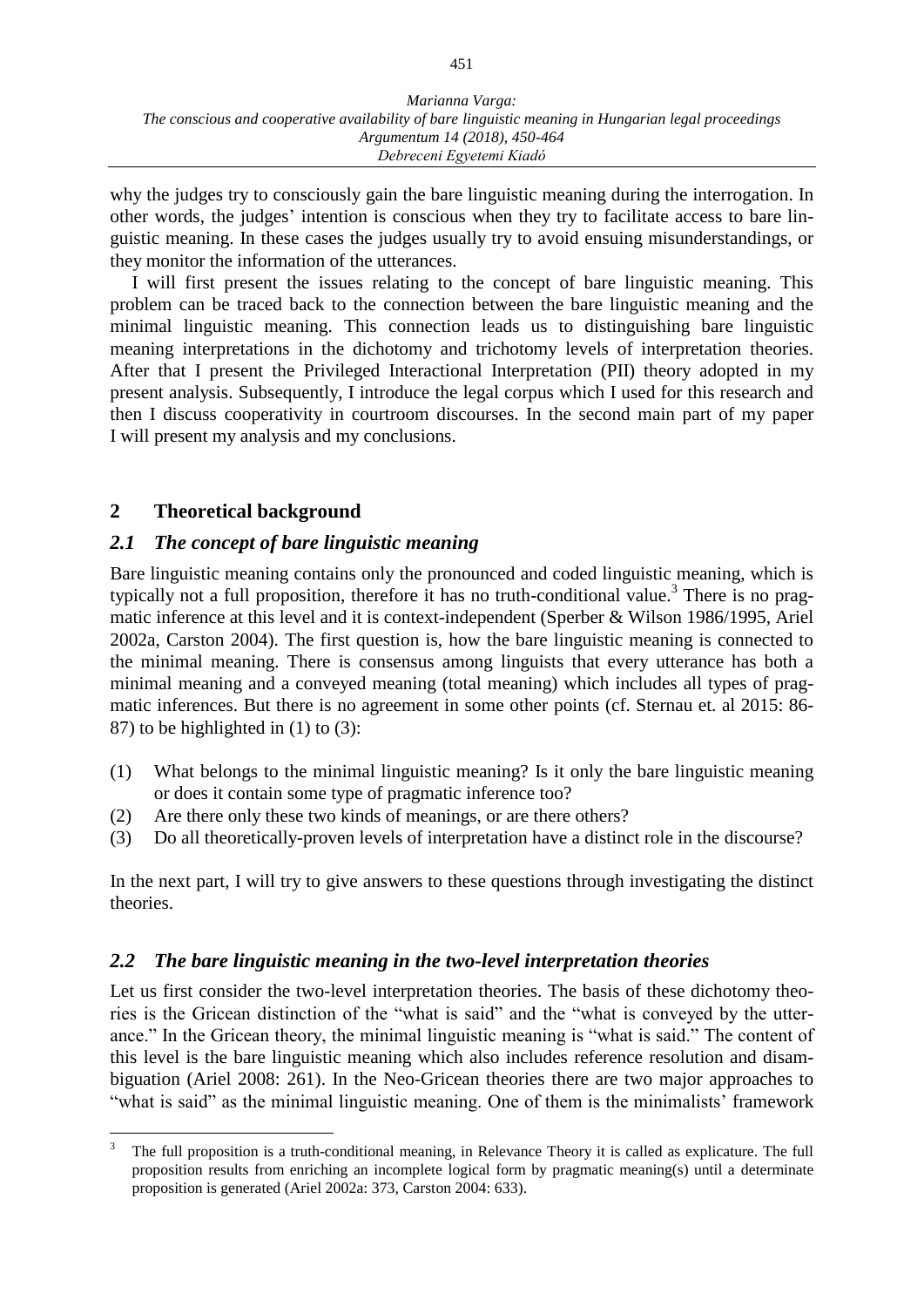why the judges try to consciously gain the bare linguistic meaning during the interrogation. In other words, the judges' intention is conscious when they try to facilitate access to bare linguistic meaning. In these cases the judges usually try to avoid ensuing misunderstandings, or they monitor the information of the utterances.

I will first present the issues relating to the concept of bare linguistic meaning. This problem can be traced back to the connection between the bare linguistic meaning and the minimal linguistic meaning. This connection leads us to distinguishing bare linguistic meaning interpretations in the dichotomy and trichotomy levels of interpretation theories. After that I present the Privileged Interactional Interpretation (PII) theory adopted in my present analysis. Subsequently, I introduce the legal corpus which I used for this research and then I discuss cooperativity in courtroom discourses. In the second main part of my paper I will present my analysis and my conclusions.

## 2 Theoretical background

### 2.1 *The concept of bare linguistic meaning*

Bare linguistic meaning contains only the pronounced and coded linguistic meaning, which is typically not a full proposition, therefore it has no truth-conditional value.[3] There is no pragmatic inference at this level and it is context-independent (Sperber & Wilson 1986/1995, Ariel 2002a, Carston 2004). The first question is, how the bare linguistic meaning is connected to the minimal meaning. There is consensus among linguists that every utterance has both a minimal meaning and a conveyed meaning (total meaning) which includes all types of pragmatic inferences. But there is no agreement in some other points (cf. Sternau et. al 2015: 86-87) to be highlighted in (1) to (3):

(1) What belongs to the minimal linguistic meaning? Is it only the bare linguistic meaning or does it contain some type of pragmatic inference too?
(2) Are there only these two kinds of meanings, or are there others?
(3) Do all theoretically-proven levels of interpretation have a distinct role in the discourse?

In the next part, I will try to give answers to these questions through investigating the distinct theories.

### 2.2 *The bare linguistic meaning in the two-level interpretation theories*

Let us first consider the two-level interpretation theories. The basis of these dichotomy theories is the Gricean distinction of the "what is said" and the "what is conveyed by the utterance." In the Gricean theory, the minimal linguistic meaning is "what is said." The content of this level is the bare linguistic meaning which also includes reference resolution and disambiguation (Ariel 2008: 261). In the Neo-Gricean theories there are two major approaches to "what is said" as the minimal linguistic meaning. One of them is the minimalists' framework

[3] The full proposition is a truth-conditional meaning, in Relevance Theory it is called as explicature. The full proposition results from enriching an incomplete logical form by pragmatic meaning(s) until a determinate proposition is generated (Ariel 2002a: 373, Carston 2004: 633).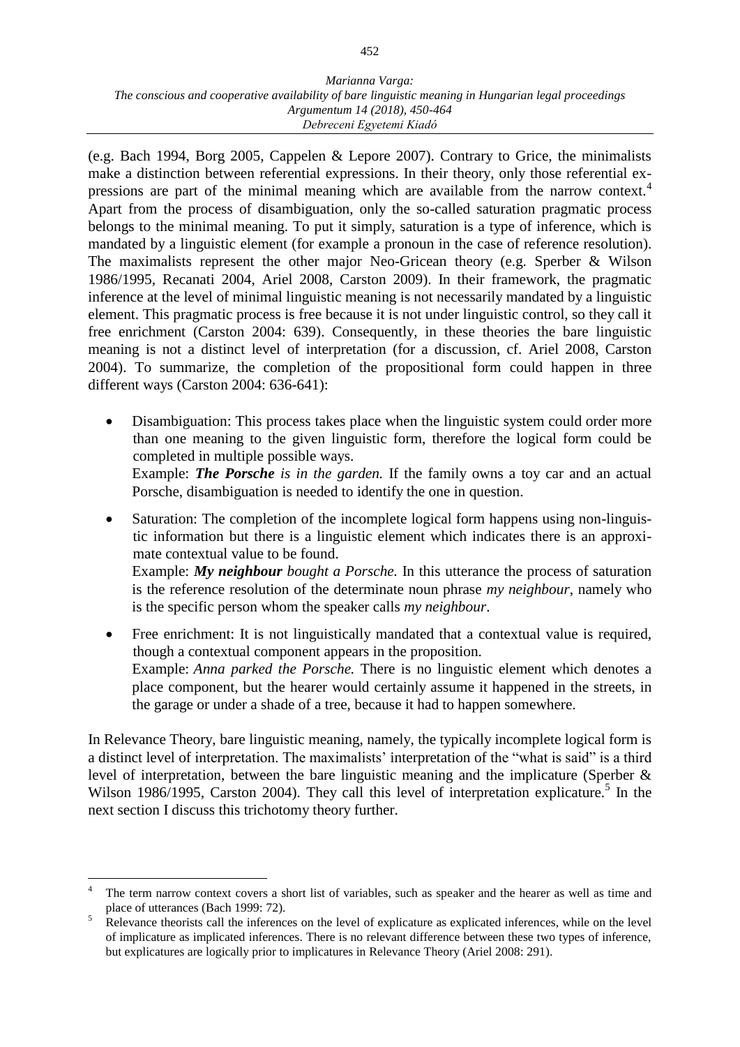(e.g. Bach 1994, Borg 2005, Cappelen & Lepore 2007). Contrary to Grice, the minimalists make a distinction between referential expressions. In their theory, only those referential expressions are part of the minimal meaning which are available from the narrow context.[4] Apart from the process of disambiguation, only the so-called saturation pragmatic process belongs to the minimal meaning. To put it simply, saturation is a type of inference, which is mandated by a linguistic element (for example a pronoun in the case of reference resolution). The maximalists represent the other major Neo-Gricean theory (e.g. Sperber & Wilson 1986/1995, Recanati 2004, Ariel 2008, Carston 2009). In their framework, the pragmatic inference at the level of minimal linguistic meaning is not necessarily mandated by a linguistic element. This pragmatic process is free because it is not under linguistic control, so they call it free enrichment (Carston 2004: 639). Consequently, in these theories the bare linguistic meaning is not a distinct level of interpretation (for a discussion, cf. Ariel 2008, Carston 2004). To summarize, the completion of the propositional form could happen in three different ways (Carston 2004: 636-641):

- Disambiguation: This process takes place when the linguistic system could order more than one meaning to the given linguistic form, therefore the logical form could be completed in multiple possible ways.
  Example: ***The Porsche*** *is in the garden.* If the family owns a toy car and an actual Porsche, disambiguation is needed to identify the one in question.
- Saturation: The completion of the incomplete logical form happens using non-linguistic information but there is a linguistic element which indicates there is an approximate contextual value to be found.
  Example: ***My neighbour*** *bought a Porsche.* In this utterance the process of saturation is the reference resolution of the determinate noun phrase *my neighbour*, namely who is the specific person whom the speaker calls *my neighbour*.
- Free enrichment: It is not linguistically mandated that a contextual value is required, though a contextual component appears in the proposition.
  Example: *Anna parked the Porsche.* There is no linguistic element which denotes a place component, but the hearer would certainly assume it happened in the streets, in the garage or under a shade of a tree, because it had to happen somewhere.

In Relevance Theory, bare linguistic meaning, namely, the typically incomplete logical form is a distinct level of interpretation. The maximalists' interpretation of the "what is said" is a third level of interpretation, between the bare linguistic meaning and the implicature (Sperber & Wilson 1986/1995, Carston 2004). They call this level of interpretation explicature.[5] In the next section I discuss this trichotomy theory further.

---

[4] The term narrow context covers a short list of variables, such as speaker and the hearer as well as time and place of utterances (Bach 1999: 72).

[5] Relevance theorists call the inferences on the level of explicature as explicated inferences, while on the level of implicature as implicated inferences. There is no relevant difference between these two types of inference, but explicatures are logically prior to implicatures in Relevance Theory (Ariel 2008: 291).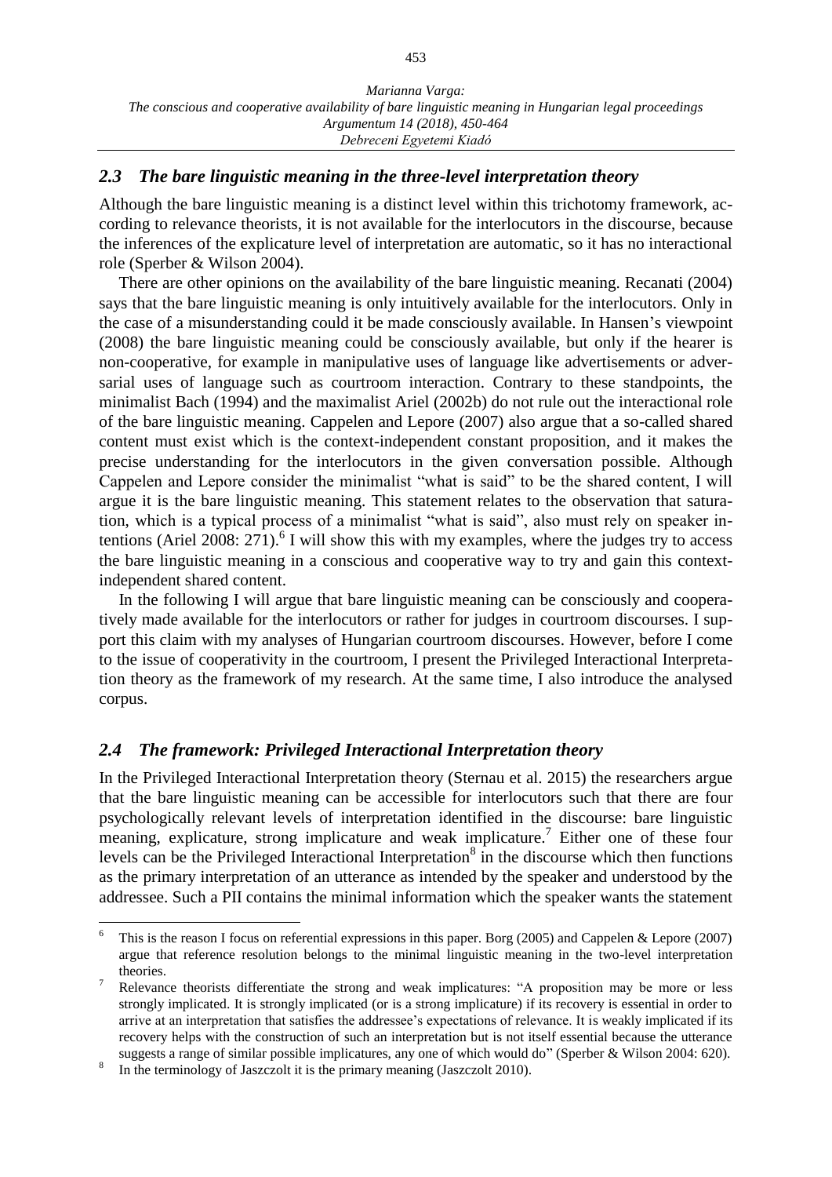### *2.3 The bare linguistic meaning in the three-level interpretation theory*

Although the bare linguistic meaning is a distinct level within this trichotomy framework, according to relevance theorists, it is not available for the interlocutors in the discourse, because the inferences of the explicature level of interpretation are automatic, so it has no interactional role (Sperber & Wilson 2004).

There are other opinions on the availability of the bare linguistic meaning. Recanati (2004) says that the bare linguistic meaning is only intuitively available for the interlocutors. Only in the case of a misunderstanding could it be made consciously available. In Hansen's viewpoint (2008) the bare linguistic meaning could be consciously available, but only if the hearer is non-cooperative, for example in manipulative uses of language like advertisements or adversarial uses of language such as courtroom interaction. Contrary to these standpoints, the minimalist Bach (1994) and the maximalist Ariel (2002b) do not rule out the interactional role of the bare linguistic meaning. Cappelen and Lepore (2007) also argue that a so-called shared content must exist which is the context-independent constant proposition, and it makes the precise understanding for the interlocutors in the given conversation possible. Although Cappelen and Lepore consider the minimalist "what is said" to be the shared content, I will argue it is the bare linguistic meaning. This statement relates to the observation that saturation, which is a typical process of a minimalist "what is said", also must rely on speaker intentions (Ariel 2008: 271).[6] I will show this with my examples, where the judges try to access the bare linguistic meaning in a conscious and cooperative way to try and gain this context-independent shared content.

In the following I will argue that bare linguistic meaning can be consciously and cooperatively made available for the interlocutors or rather for judges in courtroom discourses. I support this claim with my analyses of Hungarian courtroom discourses. However, before I come to the issue of cooperativity in the courtroom, I present the Privileged Interactional Interpretation theory as the framework of my research. At the same time, I also introduce the analysed corpus.

### *2.4 The framework: Privileged Interactional Interpretation theory*

In the Privileged Interactional Interpretation theory (Sternau et al. 2015) the researchers argue that the bare linguistic meaning can be accessible for interlocutors such that there are four psychologically relevant levels of interpretation identified in the discourse: bare linguistic meaning, explicature, strong implicature and weak implicature.[7] Either one of these four levels can be the Privileged Interactional Interpretation[8] in the discourse which then functions as the primary interpretation of an utterance as intended by the speaker and understood by the addressee. Such a PII contains the minimal information which the speaker wants the statement

---

[6] This is the reason I focus on referential expressions in this paper. Borg (2005) and Cappelen & Lepore (2007) argue that reference resolution belongs to the minimal linguistic meaning in the two-level interpretation theories.

[7] Relevance theorists differentiate the strong and weak implicatures: "A proposition may be more or less strongly implicated. It is strongly implicated (or is a strong implicature) if its recovery is essential in order to arrive at an interpretation that satisfies the addressee's expectations of relevance. It is weakly implicated if its recovery helps with the construction of such an interpretation but is not itself essential because the utterance suggests a range of similar possible implicatures, any one of which would do" (Sperber & Wilson 2004: 620).

[8] In the terminology of Jaszczolt it is the primary meaning (Jaszczolt 2010).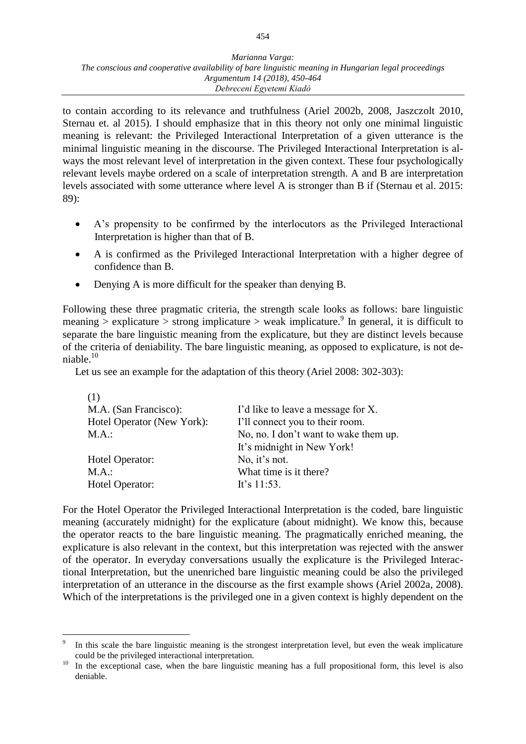to contain according to its relevance and truthfulness (Ariel 2002b, 2008, Jaszczolt 2010, Sternau et. al 2015). I should emphasize that in this theory not only one minimal linguistic meaning is relevant: the Privileged Interactional Interpretation of a given utterance is the minimal linguistic meaning in the discourse. The Privileged Interactional Interpretation is always the most relevant level of interpretation in the given context. These four psychologically relevant levels maybe ordered on a scale of interpretation strength. A and B are interpretation levels associated with some utterance where level A is stronger than B if (Sternau et al. 2015: 89):

- A's propensity to be confirmed by the interlocutors as the Privileged Interactional Interpretation is higher than that of B.
- A is confirmed as the Privileged Interactional Interpretation with a higher degree of confidence than B.
- Denying A is more difficult for the speaker than denying B.

Following these three pragmatic criteria, the strength scale looks as follows: bare linguistic meaning > explicature > strong implicature > weak implicature.[9] In general, it is difficult to separate the bare linguistic meaning from the explicature, but they are distinct levels because of the criteria of deniability. The bare linguistic meaning, as opposed to explicature, is not deniable.[10]

Let us see an example for the adaptation of this theory (Ariel 2008: 302-303):

(1)

| | |
|---|---|
| M.A. (San Francisco): | I'd like to leave a message for X. |
| Hotel Operator (New York): | I'll connect you to their room. |
| M.A.: | No, no. I don't want to wake them up. It's midnight in New York! |
| Hotel Operator: | No, it's not. |
| M.A.: | What time is it there? |
| Hotel Operator: | It's 11:53. |

For the Hotel Operator the Privileged Interactional Interpretation is the coded, bare linguistic meaning (accurately midnight) for the explicature (about midnight). We know this, because the operator reacts to the bare linguistic meaning. The pragmatically enriched meaning, the explicature is also relevant in the context, but this interpretation was rejected with the answer of the operator. In everyday conversations usually the explicature is the Privileged Interactional Interpretation, but the unenriched bare linguistic meaning could be also the privileged interpretation of an utterance in the discourse as the first example shows (Ariel 2002a, 2008). Which of the interpretations is the privileged one in a given context is highly dependent on the

---

[9] In this scale the bare linguistic meaning is the strongest interpretation level, but even the weak implicature could be the privileged interactional interpretation.

[10] In the exceptional case, when the bare linguistic meaning has a full propositional form, this level is also deniable.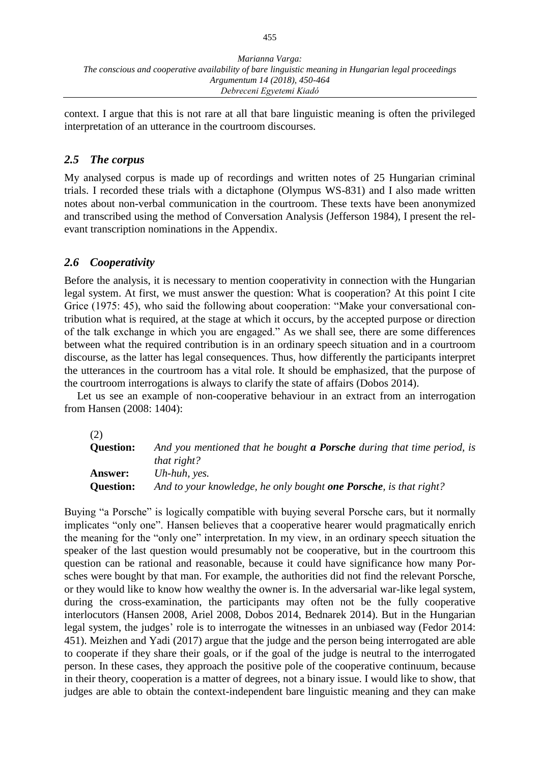context. I argue that this is not rare at all that bare linguistic meaning is often the privileged interpretation of an utterance in the courtroom discourses.

### *2.5 The corpus*

My analysed corpus is made up of recordings and written notes of 25 Hungarian criminal trials. I recorded these trials with a dictaphone (Olympus WS-831) and I also made written notes about non-verbal communication in the courtroom. These texts have been anonymized and transcribed using the method of Conversation Analysis (Jefferson 1984), I present the relevant transcription nominations in the Appendix.

### *2.6 Cooperativity*

Before the analysis, it is necessary to mention cooperativity in connection with the Hungarian legal system. At first, we must answer the question: What is cooperation? At this point I cite Grice (1975: 45), who said the following about cooperation: "Make your conversational contribution what is required, at the stage at which it occurs, by the accepted purpose or direction of the talk exchange in which you are engaged." As we shall see, there are some differences between what the required contribution is in an ordinary speech situation and in a courtroom discourse, as the latter has legal consequences. Thus, how differently the participants interpret the utterances in the courtroom has a vital role. It should be emphasized, that the purpose of the courtroom interrogations is always to clarify the state of affairs (Dobos 2014).

Let us see an example of non-cooperative behaviour in an extract from an interrogation from Hansen (2008: 1404):

(2)

| | |
|---|---|
| **Question:** | *And you mentioned that he bought **a Porsche** during that time period, is that right?* |
| **Answer:** | *Uh-huh, yes.* |
| **Question:** | *And to your knowledge, he only bought **one Porsche**, is that right?* |

Buying "a Porsche" is logically compatible with buying several Porsche cars, but it normally implicates "only one". Hansen believes that a cooperative hearer would pragmatically enrich the meaning for the "only one" interpretation. In my view, in an ordinary speech situation the speaker of the last question would presumably not be cooperative, but in the courtroom this question can be rational and reasonable, because it could have significance how many Porsches were bought by that man. For example, the authorities did not find the relevant Porsche, or they would like to know how wealthy the owner is. In the adversarial war-like legal system, during the cross-examination, the participants may often not be the fully cooperative interlocutors (Hansen 2008, Ariel 2008, Dobos 2014, Bednarek 2014). But in the Hungarian legal system, the judges' role is to interrogate the witnesses in an unbiased way (Fedor 2014: 451). Meizhen and Yadi (2017) argue that the judge and the person being interrogated are able to cooperate if they share their goals, or if the goal of the judge is neutral to the interrogated person. In these cases, they approach the positive pole of the cooperative continuum, because in their theory, cooperation is a matter of degrees, not a binary issue. I would like to show, that judges are able to obtain the context-independent bare linguistic meaning and they can make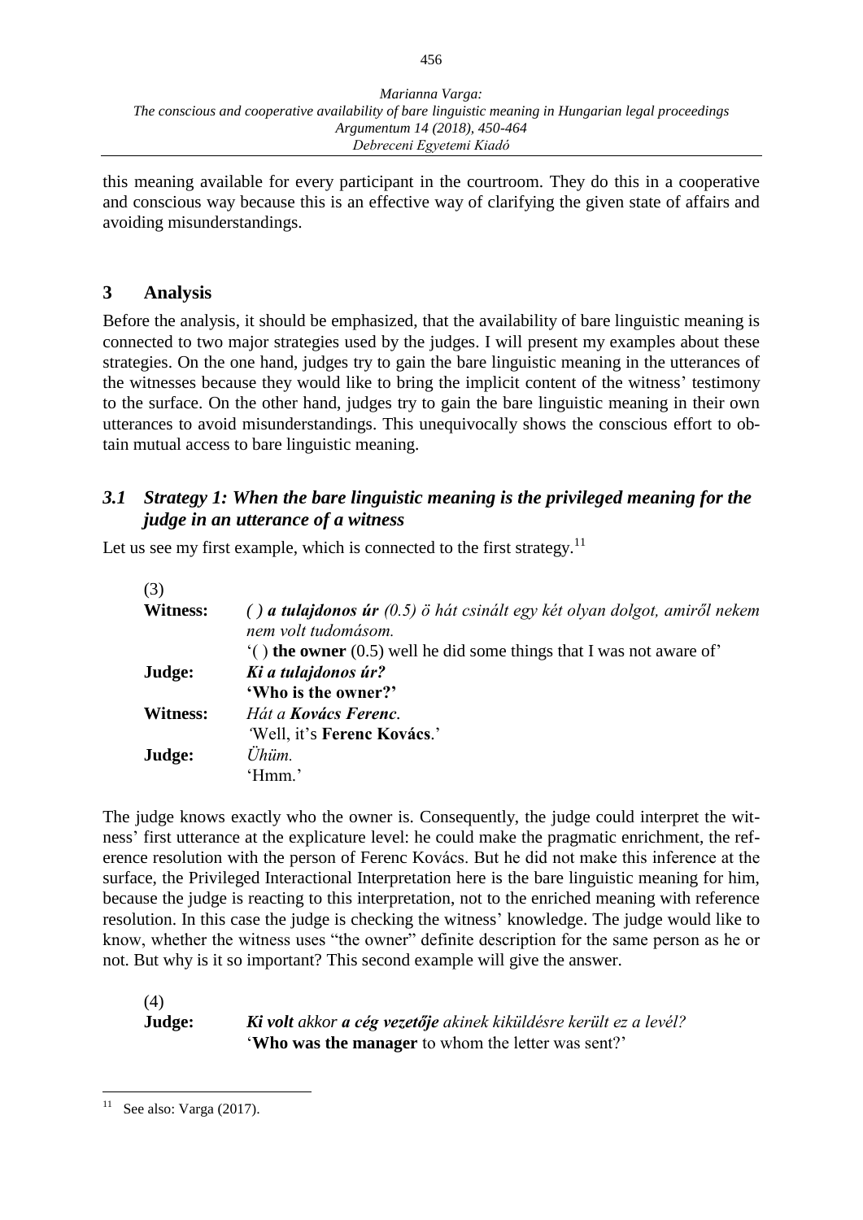this meaning available for every participant in the courtroom. They do this in a cooperative and conscious way because this is an effective way of clarifying the given state of affairs and avoiding misunderstandings.

## 3 Analysis

Before the analysis, it should be emphasized, that the availability of bare linguistic meaning is connected to two major strategies used by the judges. I will present my examples about these strategies. On the one hand, judges try to gain the bare linguistic meaning in the utterances of the witnesses because they would like to bring the implicit content of the witness' testimony to the surface. On the other hand, judges try to gain the bare linguistic meaning in their own utterances to avoid misunderstandings. This unequivocally shows the conscious effort to obtain mutual access to bare linguistic meaning.

### *3.1 Strategy 1: When the bare linguistic meaning is the privileged meaning for the judge in an utterance of a witness*

Let us see my first example, which is connected to the first strategy.[11]

(3)

| | |
|---|---|
| **Witness:** | *( ) **a tulajdonos úr** (0.5) ö hát csinált egy két olyan dolgot, amiről nekem nem volt tudomásom.* |
| | '( ) **the owner** (0.5) well he did some things that I was not aware of' |
| **Judge:** | ***Ki a tulajdonos úr?*** |
| | **'Who is the owner?'** |
| **Witness:** | *Hát a **Kovács Ferenc**.* |
| | 'Well, it's **Ferenc Kovács**.' |
| **Judge:** | *Ühüm.* |
| | 'Hmm.' |

The judge knows exactly who the owner is. Consequently, the judge could interpret the witness' first utterance at the explicature level: he could make the pragmatic enrichment, the reference resolution with the person of Ferenc Kovács. But he did not make this inference at the surface, the Privileged Interactional Interpretation here is the bare linguistic meaning for him, because the judge is reacting to this interpretation, not to the enriched meaning with reference resolution. In this case the judge is checking the witness' knowledge. The judge would like to know, whether the witness uses "the owner" definite description for the same person as he or not. But why is it so important? This second example will give the answer.

(4)

| | |
|---|---|
| **Judge:** | ***Ki volt** akkor **a cég vezetője** akinek kiküldésre került ez a levél?* |
| | '**Who was the manager** to whom the letter was sent?' |

[11] See also: Varga (2017).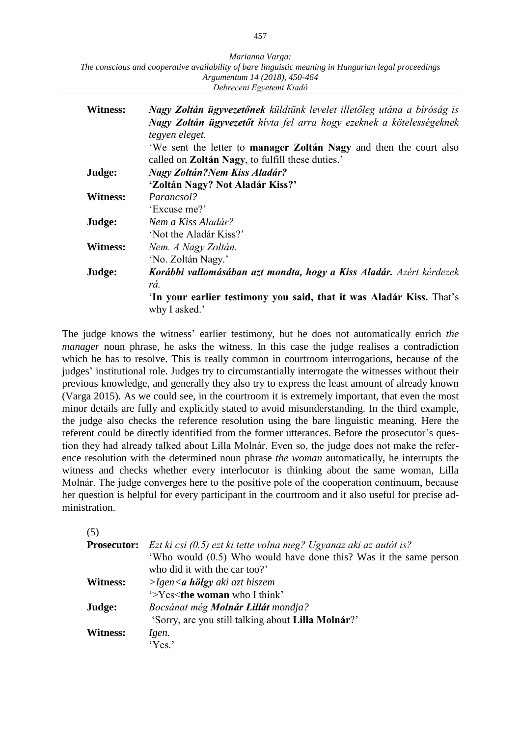| | |
|---|---|
| **Witness:** | ***Nagy Zoltán ügyvezetőnek*** *küldtünk levelet illetőleg utána a bíróság is* ***Nagy Zoltán ügyvezetőt*** *hívta fel arra hogy ezeknek a kötelességeknek tegyen eleget.*<br>'We sent the letter to **manager Zoltán Nagy** and then the court also called on **Zoltán Nagy**, to fulfill these duties.' |
| **Judge:** | ***Nagy Zoltán?Nem Kiss Aladár?***<br>**'Zoltán Nagy? Not Aladár Kiss?'** |
| **Witness:** | *Parancsol?*<br>'Excuse me?' |
| **Judge:** | *Nem a Kiss Aladár?*<br>'Not the Aladár Kiss?' |
| **Witness:** | *Nem. A Nagy Zoltán.*<br>'No. Zoltán Nagy.' |
| **Judge:** | ***Korábbi vallomásában azt mondta, hogy a Kiss Aladár.*** *Azért kérdezek rá.*<br>'**In your earlier testimony you said, that it was Aladár Kiss.** That's why I asked.' |

The judge knows the witness' earlier testimony, but he does not automatically enrich *the manager* noun phrase, he asks the witness. In this case the judge realises a contradiction which he has to resolve. This is really common in courtroom interrogations, because of the judges' institutional role. Judges try to circumstantially interrogate the witnesses without their previous knowledge, and generally they also try to express the least amount of already known (Varga 2015). As we could see, in the courtroom it is extremely important, that even the most minor details are fully and explicitly stated to avoid misunderstanding. In the third example, the judge also checks the reference resolution using the bare linguistic meaning. Here the referent could be directly identified from the former utterances. Before the prosecutor's question they had already talked about Lilla Molnár. Even so, the judge does not make the reference resolution with the determined noun phrase *the woman* automatically, he interrupts the witness and checks whether every interlocutor is thinking about the same woman, Lilla Molnár. The judge converges here to the positive pole of the cooperation continuum, because her question is helpful for every participant in the courtroom and it also useful for precise administration.

(5)

| | |
|---|---|
| **Prosecutor:** | *Ezt ki csi (0.5) ezt ki tette volna meg? Ugyanaz aki az autót is?*<br>'Who would (0.5) Who would have done this? Was it the same person who did it with the car too?' |
| **Witness:** | *>Igen<**a hölgy** aki azt hiszem*<br>'>Yes<**the woman** who I think' |
| **Judge:** | *Bocsánat még **Molnár Lillát** mondja?*<br>'Sorry, are you still talking about **Lilla Molnár**?' |
| **Witness:** | *Igen.*<br>'Yes.' |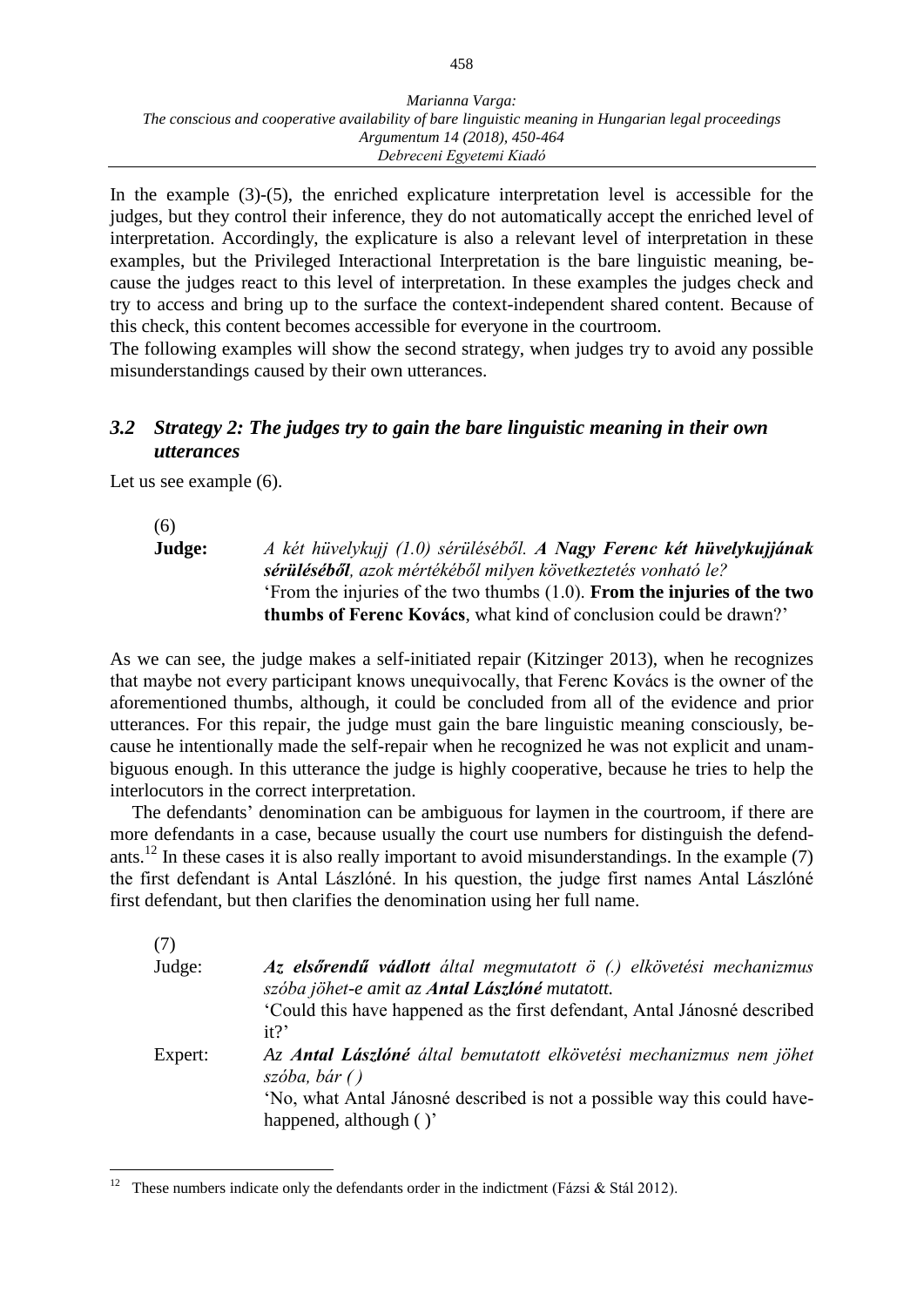In the example (3)-(5), the enriched explicature interpretation level is accessible for the judges, but they control their inference, they do not automatically accept the enriched level of interpretation. Accordingly, the explicature is also a relevant level of interpretation in these examples, but the Privileged Interactional Interpretation is the bare linguistic meaning, because the judges react to this level of interpretation. In these examples the judges check and try to access and bring up to the surface the context-independent shared content. Because of this check, this content becomes accessible for everyone in the courtroom.

The following examples will show the second strategy, when judges try to avoid any possible misunderstandings caused by their own utterances.

### *3.2 Strategy 2: The judges try to gain the bare linguistic meaning in their own utterances*

Let us see example (6).

(6)

**Judge:** *A két hüvelykujj (1.0) sérüléséből.* ***A Nagy Ferenc két hüvelykujjának sérüléséből****, azok mértékéből milyen következtetés vonható le?*
'From the injuries of the two thumbs (1.0). **From the injuries of the two thumbs of Ferenc Kovács**, what kind of conclusion could be drawn?'

As we can see, the judge makes a self-initiated repair (Kitzinger 2013), when he recognizes that maybe not every participant knows unequivocally, that Ferenc Kovács is the owner of the aforementioned thumbs, although, it could be concluded from all of the evidence and prior utterances. For this repair, the judge must gain the bare linguistic meaning consciously, because he intentionally made the self-repair when he recognized he was not explicit and unambiguous enough. In this utterance the judge is highly cooperative, because he tries to help the interlocutors in the correct interpretation.

The defendants' denomination can be ambiguous for laymen in the courtroom, if there are more defendants in a case, because usually the court use numbers for distinguish the defendants.[12] In these cases it is also really important to avoid misunderstandings. In the example (7) the first defendant is Antal Lászlóné. In his question, the judge first names Antal Lászlóné first defendant, but then clarifies the denomination using her full name.

(7)

Judge: ***Az elsőrendű vádlott*** *által megmutatott ö (.) elkövetési mechanizmus szóba jöhet-e amit az* ***Antal Lászlóné*** *mutatott.*
'Could this have happened as the first defendant, Antal Jánosné described it?'

Expert: *Az* ***Antal Lászlóné*** *által bemutatott elkövetési mechanizmus nem jöhet szóba, bár ( )*
'No, what Antal Jánosné described is not a possible way this could have-happened, although ( )'

---

[12] These numbers indicate only the defendants order in the indictment (Fázsi & Stál 2012).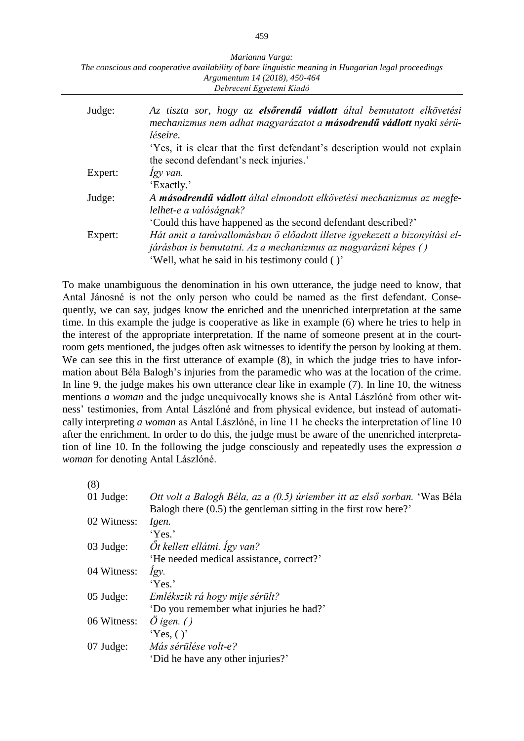| | |
|---|---|
| Judge: | *Az tiszta sor, hogy az **elsőrendű vádlott** által bemutatott elkövetési mechanizmus nem adhat magyarázatot a **másodrendű vádlott** nyaki sérüléseire.* |
| | 'Yes, it is clear that the first defendant's description would not explain the second defendant's neck injuries.' |
| Expert: | *Így van.* |
| | 'Exactly.' |
| Judge: | *A **másodrendű vádlott** által elmondott elkövetési mechanizmus az megfelelhet-e a valóságnak?* |
| | 'Could this have happened as the second defendant described?' |
| Expert: | *Hát amit a tanúvallomásban ö előadott illetve igyekezett a bizonyítási eljárásban is bemutatni. Az a mechanizmus az magyarázni képes ( )* |
| | 'Well, what he said in his testimony could ( )' |

To make unambiguous the denomination in his own utterance, the judge need to know, that Antal Jánosné is not the only person who could be named as the first defendant. Consequently, we can say, judges know the enriched and the unenriched interpretation at the same time. In this example the judge is cooperative as like in example (6) where he tries to help in the interest of the appropriate interpretation. If the name of someone present at in the courtroom gets mentioned, the judges often ask witnesses to identify the person by looking at them. We can see this in the first utterance of example (8), in which the judge tries to have information about Béla Balogh's injuries from the paramedic who was at the location of the crime. In line 9, the judge makes his own utterance clear like in example (7). In line 10, the witness mentions *a woman* and the judge unequivocally knows she is Antal Lászlóné from other witness' testimonies, from Antal Lászlóné and from physical evidence, but instead of automatically interpreting *a woman* as Antal Lászlóné, in line 11 he checks the interpretation of line 10 after the enrichment. In order to do this, the judge must be aware of the unenriched interpretation of line 10. In the following the judge consciously and repeatedly uses the expression *a woman* for denoting Antal Lászlóné.

(8)

| | |
|---|---|
| 01 Judge: | *Ott volt a Balogh Béla, az a (0.5) úriember itt az első sorban.* 'Was Béla Balogh there (0.5) the gentleman sitting in the first row here?' |
| 02 Witness: | *Igen.* |
| | 'Yes.' |
| 03 Judge: | *Őt kellett ellátni. Így van?* |
| | 'He needed medical assistance, correct?' |
| 04 Witness: | *Így.* |
| | 'Yes.' |
| 05 Judge: | *Emlékszik rá hogy mije sérült?* |
| | 'Do you remember what injuries he had?' |
| 06 Witness: | *Ö igen. ( )* |
| | 'Yes, ( )' |
| 07 Judge: | *Más sérülése volt-e?* |
| | 'Did he have any other injuries?' |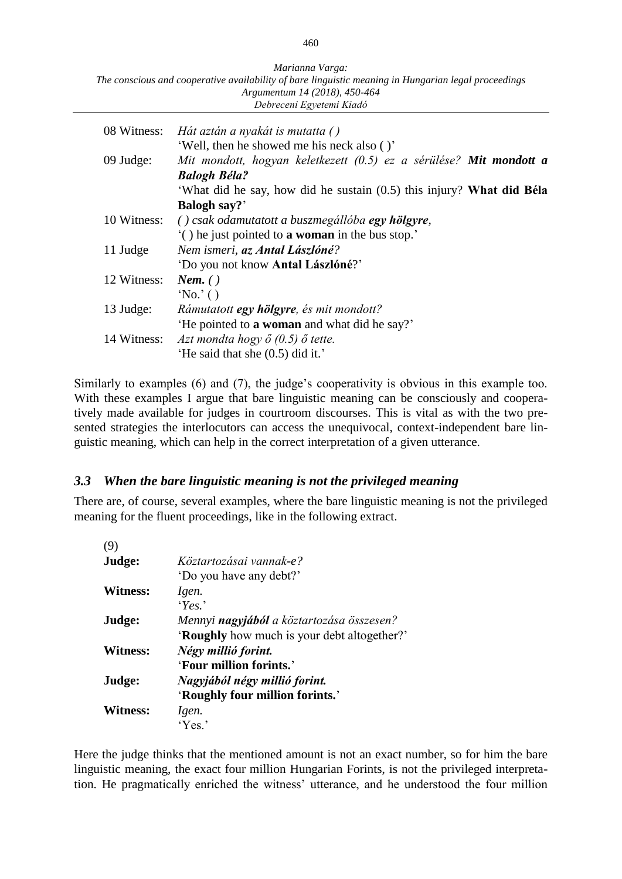| | |
|---|---|
| 08 Witness: | *Hát aztán a nyakát is mutatta ( )* |
| | 'Well, then he showed me his neck also ( )' |
| 09 Judge: | *Mit mondott, hogyan keletkezett (0.5) ez a sérülése?* ***Mit mondott a Balogh Béla?*** |
| | 'What did he say, how did he sustain (0.5) this injury? **What did Béla Balogh say?**' |
| 10 Witness: | *( ) csak odamutatott a buszmegállóba* ***egy hölgyre****,* |
| | '( ) he just pointed to **a woman** in the bus stop.' |
| 11 Judge | *Nem ismeri,* ***az Antal Lászlóné****?* |
| | 'Do you not know **Antal Lászlóné**?' |
| 12 Witness: | ***Nem.*** *( )* |
| | 'No.' ( ) |
| 13 Judge: | *Rámutatott* ***egy hölgyre****, és mit mondott?* |
| | 'He pointed to **a woman** and what did he say?' |
| 14 Witness: | *Azt mondta hogy ő (0.5) ő tette.* |
| | 'He said that she (0.5) did it.' |

Similarly to examples (6) and (7), the judge's cooperativity is obvious in this example too. With these examples I argue that bare linguistic meaning can be consciously and cooperatively made available for judges in courtroom discourses. This is vital as with the two presented strategies the interlocutors can access the unequivocal, context-independent bare linguistic meaning, which can help in the correct interpretation of a given utterance.

### *3.3 When the bare linguistic meaning is not the privileged meaning*

There are, of course, several examples, where the bare linguistic meaning is not the privileged meaning for the fluent proceedings, like in the following extract.

(9)

| | |
|---|---|
| **Judge:** | *Köztartozásai vannak-e?* |
| | 'Do you have any debt?' |
| **Witness:** | *Igen.* |
| | '*Yes.*' |
| **Judge:** | *Mennyi* ***nagyjából*** *a köztartozása összesen?* |
| | '**Roughly** how much is your debt altogether?' |
| **Witness:** | ***Négy millió forint.*** |
| | '**Four million forints.**' |
| **Judge:** | ***Nagyjából négy millió forint.*** |
| | '**Roughly four million forints.**' |
| **Witness:** | *Igen.* |
| | 'Yes.' |

Here the judge thinks that the mentioned amount is not an exact number, so for him the bare linguistic meaning, the exact four million Hungarian Forints, is not the privileged interpretation. He pragmatically enriched the witness' utterance, and he understood the four million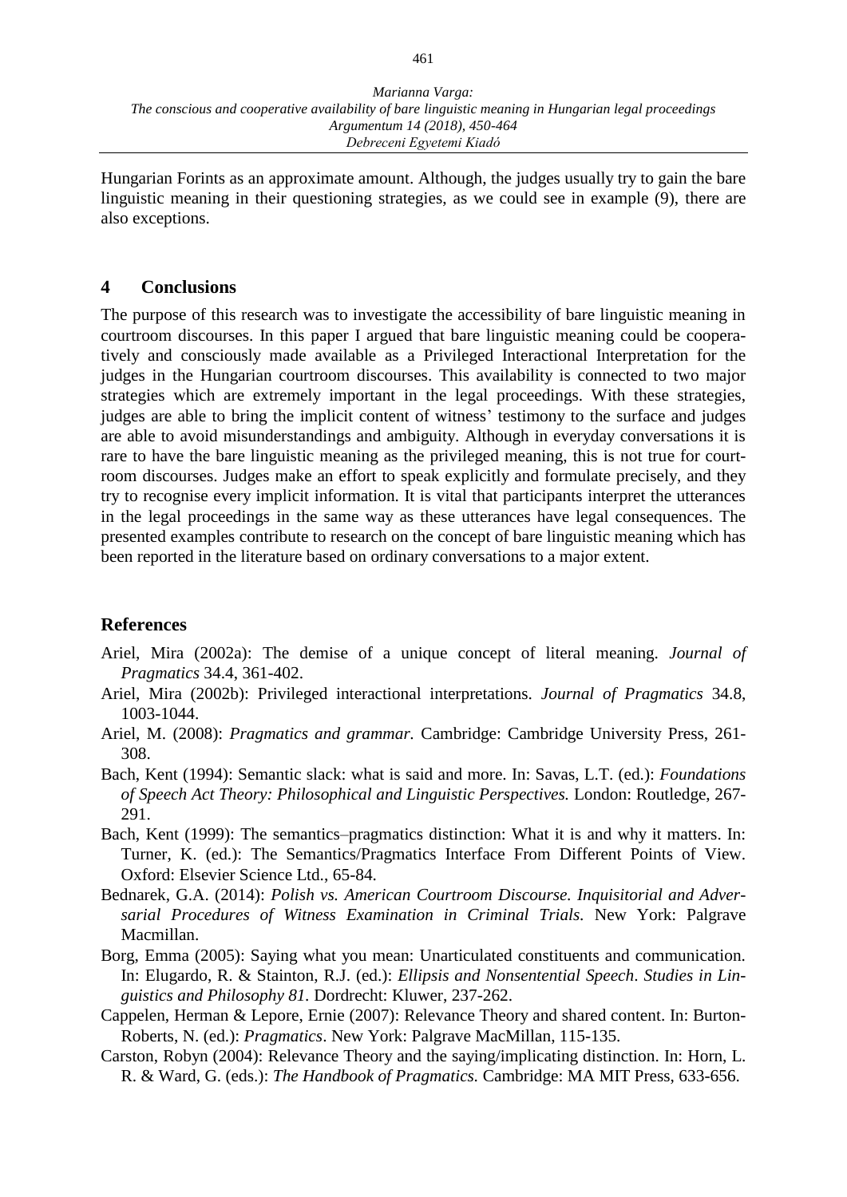Hungarian Forints as an approximate amount. Although, the judges usually try to gain the bare linguistic meaning in their questioning strategies, as we could see in example (9), there are also exceptions.

## 4 Conclusions

The purpose of this research was to investigate the accessibility of bare linguistic meaning in courtroom discourses. In this paper I argued that bare linguistic meaning could be cooperatively and consciously made available as a Privileged Interactional Interpretation for the judges in the Hungarian courtroom discourses. This availability is connected to two major strategies which are extremely important in the legal proceedings. With these strategies, judges are able to bring the implicit content of witness' testimony to the surface and judges are able to avoid misunderstandings and ambiguity. Although in everyday conversations it is rare to have the bare linguistic meaning as the privileged meaning, this is not true for courtroom discourses. Judges make an effort to speak explicitly and formulate precisely, and they try to recognise every implicit information. It is vital that participants interpret the utterances in the legal proceedings in the same way as these utterances have legal consequences. The presented examples contribute to research on the concept of bare linguistic meaning which has been reported in the literature based on ordinary conversations to a major extent.

## References

Ariel, Mira (2002a): The demise of a unique concept of literal meaning. *Journal of Pragmatics* 34.4, 361-402.

Ariel, Mira (2002b): Privileged interactional interpretations. *Journal of Pragmatics* 34.8, 1003-1044.

Ariel, M. (2008): *Pragmatics and grammar.* Cambridge: Cambridge University Press, 261-308.

Bach, Kent (1994): Semantic slack: what is said and more. In: Savas, L.T. (ed.): *Foundations of Speech Act Theory: Philosophical and Linguistic Perspectives.* London: Routledge, 267-291.

Bach, Kent (1999): The semantics–pragmatics distinction: What it is and why it matters. In: Turner, K. (ed.): The Semantics/Pragmatics Interface From Different Points of View. Oxford: Elsevier Science Ltd., 65-84.

Bednarek, G.A. (2014): *Polish vs. American Courtroom Discourse. Inquisitorial and Adversarial Procedures of Witness Examination in Criminal Trials.* New York: Palgrave Macmillan.

Borg, Emma (2005): Saying what you mean: Unarticulated constituents and communication. In: Elugardo, R. & Stainton, R.J. (ed.): *Ellipsis and Nonsentential Speech*. *Studies in Linguistics and Philosophy 81.* Dordrecht: Kluwer, 237-262.

Cappelen, Herman & Lepore, Ernie (2007): Relevance Theory and shared content. In: Burton-Roberts, N. (ed.): *Pragmatics*. New York: Palgrave MacMillan, 115-135.

Carston, Robyn (2004): Relevance Theory and the saying/implicating distinction. In: Horn, L. R. & Ward, G. (eds.): *The Handbook of Pragmatics.* Cambridge: MA MIT Press, 633-656.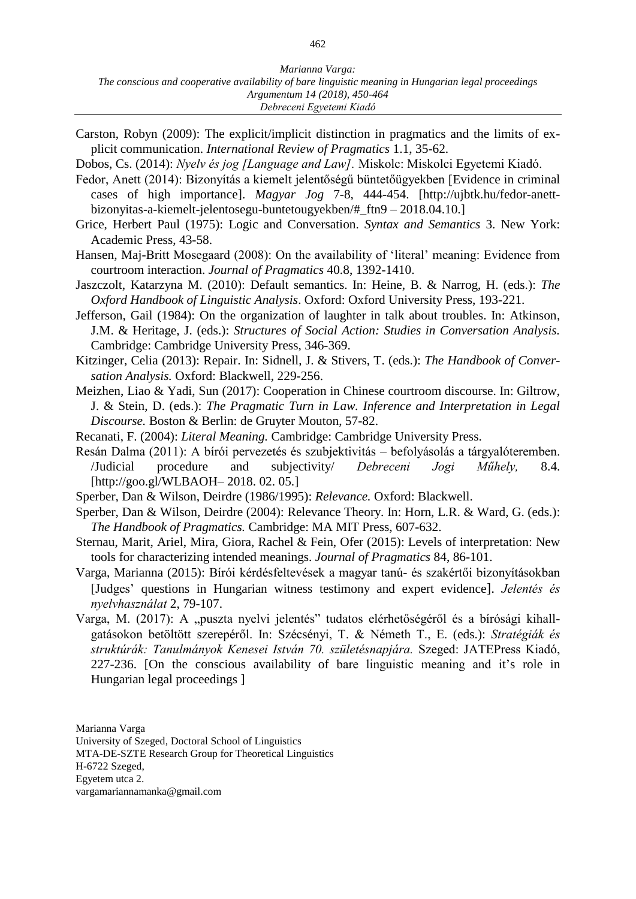Carston, Robyn (2009): The explicit/implicit distinction in pragmatics and the limits of explicit communication. *International Review of Pragmatics* 1.1, 35-62.

Dobos, Cs. (2014): *Nyelv és jog [Language and Law].* Miskolc: Miskolci Egyetemi Kiadó.

Fedor, Anett (2014): Bizonyítás a kiemelt jelentőségű büntetőügyekben [Evidence in criminal cases of high importance]. *Magyar Jog* 7-8, 444-454. [http://ujbtk.hu/fedor-anett-bizonyitas-a-kiemelt-jelentosegu-buntetougyekben/#_ftn9 – 2018.04.10.]

Grice, Herbert Paul (1975): Logic and Conversation. *Syntax and Semantics* 3. New York: Academic Press, 43-58.

Hansen, Maj-Britt Mosegaard (2008): On the availability of 'literal' meaning: Evidence from courtroom interaction. *Journal of Pragmatics* 40.8, 1392-1410.

Jaszczolt, Katarzyna M. (2010): Default semantics. In: Heine, B. & Narrog, H. (eds.): *The Oxford Handbook of Linguistic Analysis*. Oxford: Oxford University Press, 193-221.

Jefferson, Gail (1984): On the organization of laughter in talk about troubles. In: Atkinson, J.M. & Heritage, J. (eds.): *Structures of Social Action: Studies in Conversation Analysis.* Cambridge: Cambridge University Press, 346-369.

Kitzinger, Celia (2013): Repair. In: Sidnell, J. & Stivers, T. (eds.): *The Handbook of Conversation Analysis.* Oxford: Blackwell, 229-256.

Meizhen, Liao & Yadi, Sun (2017): Cooperation in Chinese courtroom discourse. In: Giltrow, J. & Stein, D. (eds.): *The Pragmatic Turn in Law. Inference and Interpretation in Legal Discourse.* Boston & Berlin: de Gruyter Mouton, 57-82.

Recanati, F. (2004): *Literal Meaning.* Cambridge: Cambridge University Press.

Resán Dalma (2011): A bírói pervezetés és szubjektivitás – befolyásolás a tárgyalóteremben. /Judicial procedure and subjectivity/ *Debreceni Jogi Műhely,* 8.4. [http://goo.gl/WLBAOH– 2018. 02. 05.]

Sperber, Dan & Wilson, Deirdre (1986/1995): *Relevance.* Oxford: Blackwell.

Sperber, Dan & Wilson, Deirdre (2004): Relevance Theory. In: Horn, L.R. & Ward, G. (eds.): *The Handbook of Pragmatics.* Cambridge: MA MIT Press, 607-632.

Sternau, Marit, Ariel, Mira, Giora, Rachel & Fein, Ofer (2015): Levels of interpretation: New tools for characterizing intended meanings. *Journal of Pragmatics* 84, 86-101.

Varga, Marianna (2015): Bírói kérdésfeltevések a magyar tanú- és szakértői bizonyításokban [Judges' questions in Hungarian witness testimony and expert evidence]. *Jelentés és nyelvhasználat* 2, 79-107.

Varga, M. (2017): A „puszta nyelvi jelentés" tudatos elérhetőségéről és a bírósági kihallgatásokon betöltött szerepéről. In: Szécsényi, T. & Németh T., E. (eds.): *Stratégiák és struktúrák: Tanulmányok Kenesei István 70. születésnapjára.* Szeged: JATEPress Kiadó, 227-236. [On the conscious availability of bare linguistic meaning and it's role in Hungarian legal proceedings ]

Marianna Varga
University of Szeged, Doctoral School of Linguistics
MTA-DE-SZTE Research Group for Theoretical Linguistics
H-6722 Szeged,
Egyetem utca 2.
vargamariannamanka@gmail.com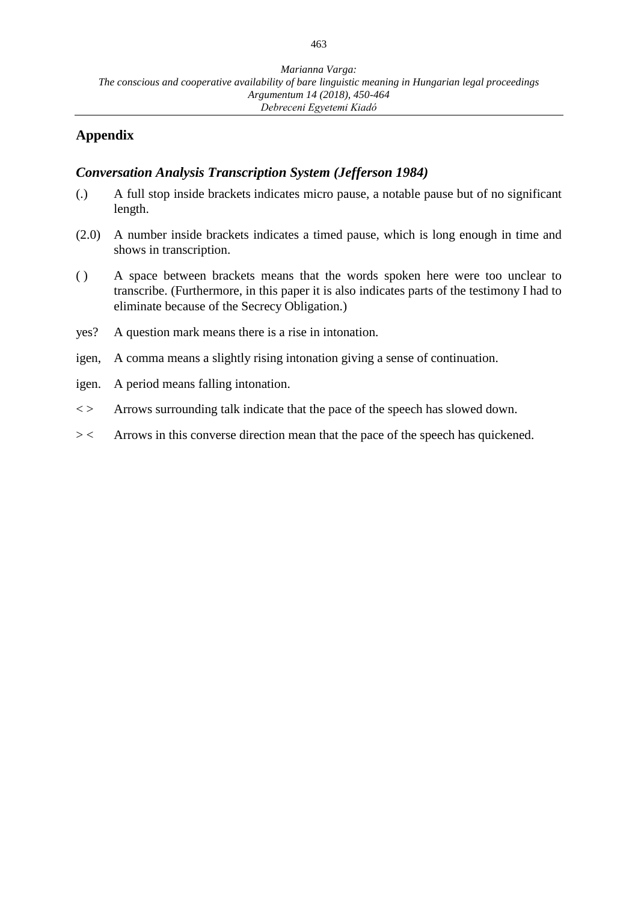## Appendix

### *Conversation Analysis Transcription System (Jefferson 1984)*

(.) A full stop inside brackets indicates micro pause, a notable pause but of no significant length.

(2.0) A number inside brackets indicates a timed pause, which is long enough in time and shows in transcription.

( ) A space between brackets means that the words spoken here were too unclear to transcribe. (Furthermore, in this paper it is also indicates parts of the testimony I had to eliminate because of the Secrecy Obligation.)

yes? A question mark means there is a rise in intonation.

igen, A comma means a slightly rising intonation giving a sense of continuation.

igen. A period means falling intonation.

< > Arrows surrounding talk indicate that the pace of the speech has slowed down.

> < Arrows in this converse direction mean that the pace of the speech has quickened.